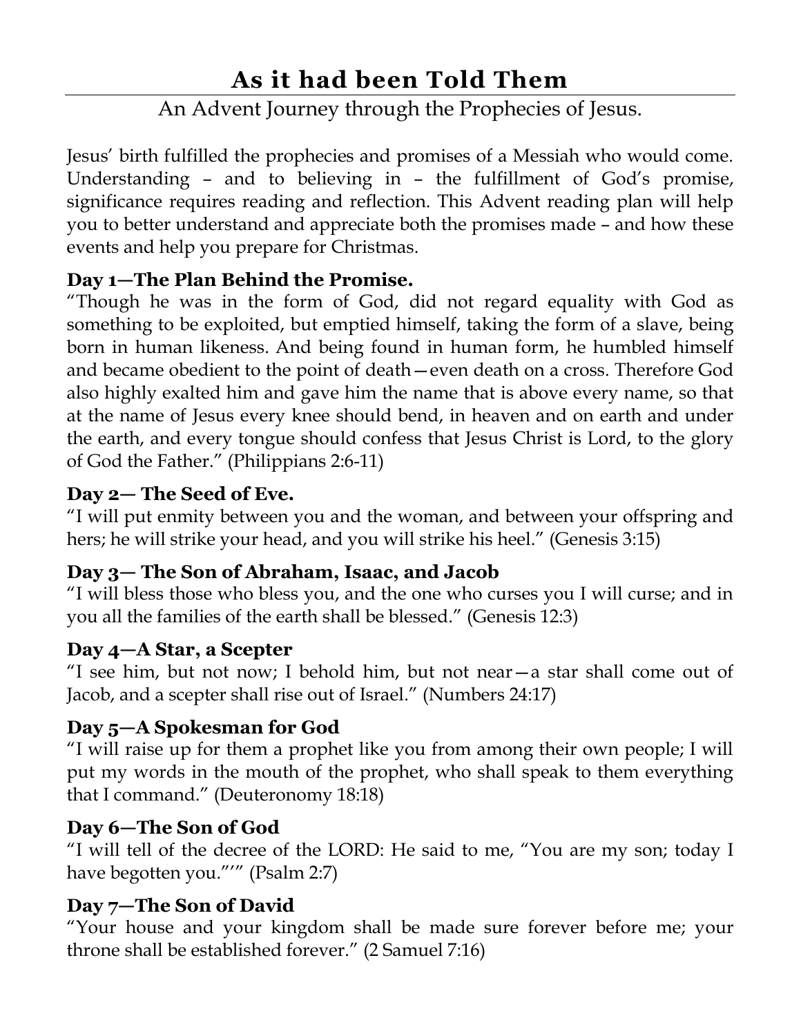# As it had been Told Them

An Advent Journey through the Prophecies of Jesus.

Jesus' birth fulfilled the prophecies and promises of a Messiah who would come. Understanding – and to believing in – the fulfillment of God's promise, significance requires reading and reflection. This Advent reading plan will help you to better understand and appreciate both the promises made – and how these events and help you prepare for Christmas.

### Day 1—The Plan Behind the Promise.

"Though he was in the form of God, did not regard equality with God as something to be exploited, but emptied himself, taking the form of a slave, being born in human likeness. And being found in human form, he humbled himself and became obedient to the point of death—even death on a cross. Therefore God also highly exalted him and gave him the name that is above every name, so that at the name of Jesus every knee should bend, in heaven and on earth and under the earth, and every tongue should confess that Jesus Christ is Lord, to the glory of God the Father." (Philippians 2:6-11)

### Day 2— The Seed of Eve.

"I will put enmity between you and the woman, and between your offspring and hers; he will strike your head, and you will strike his heel." (Genesis 3:15)

### Day 3— The Son of Abraham, Isaac, and Jacob

"I will bless those who bless you, and the one who curses you I will curse; and in you all the families of the earth shall be blessed." (Genesis 12:3)

### Day 4—A Star, a Scepter

"I see him, but not now; I behold him, but not near—a star shall come out of Jacob, and a scepter shall rise out of Israel." (Numbers 24:17)

### Day 5—A Spokesman for God

"I will raise up for them a prophet like you from among their own people; I will put my words in the mouth of the prophet, who shall speak to them everything that I command." (Deuteronomy 18:18)

### Day 6—The Son of God

"I will tell of the decree of the LORD: He said to me, "You are my son; today I have begotten you."'" (Psalm 2:7)

### Day 7—The Son of David

"Your house and your kingdom shall be made sure forever before me; your throne shall be established forever." (2 Samuel 7:16)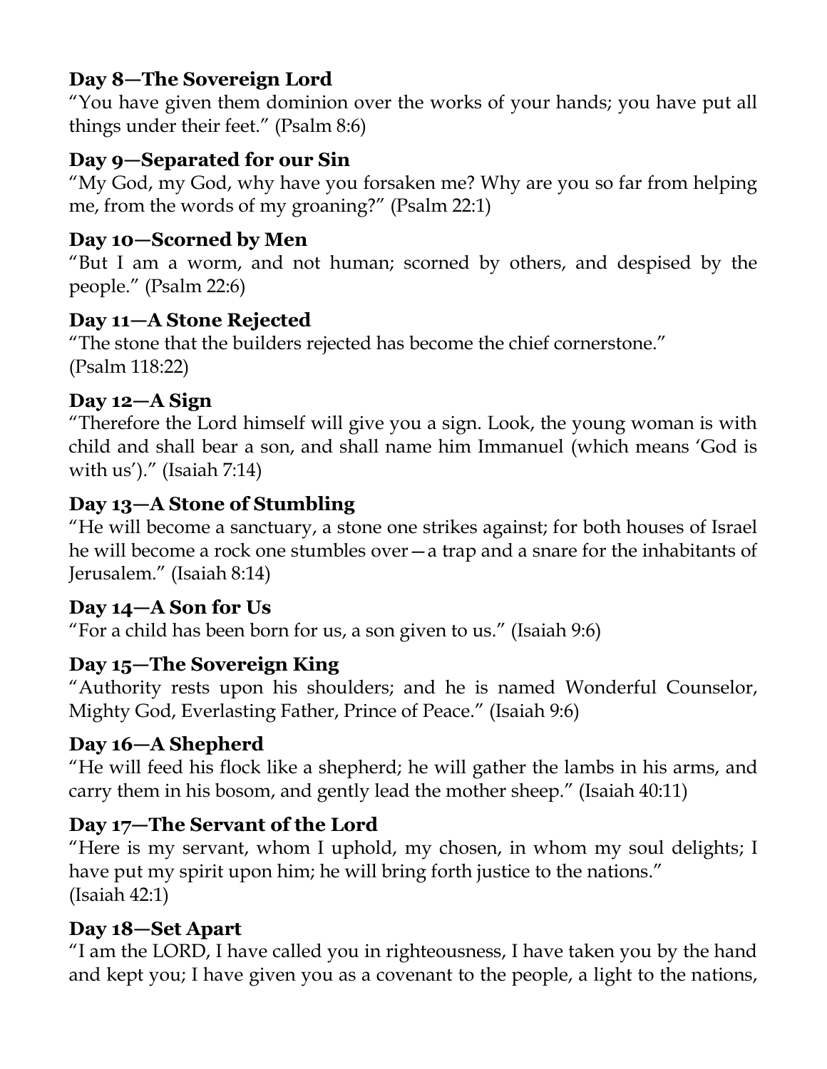**Day 8—The Sovereign Lord**
"You have given them dominion over the works of your hands; you have put all things under their feet." (Psalm 8:6)

**Day 9—Separated for our Sin**
"My God, my God, why have you forsaken me? Why are you so far from helping me, from the words of my groaning?" (Psalm 22:1)

**Day 10—Scorned by Men**
"But I am a worm, and not human; scorned by others, and despised by the people." (Psalm 22:6)

**Day 11—A Stone Rejected**
"The stone that the builders rejected has become the chief cornerstone."
(Psalm 118:22)

**Day 12—A Sign**
"Therefore the Lord himself will give you a sign. Look, the young woman is with child and shall bear a son, and shall name him Immanuel (which means 'God is with us')." (Isaiah 7:14)

**Day 13—A Stone of Stumbling**
"He will become a sanctuary, a stone one strikes against; for both houses of Israel he will become a rock one stumbles over—a trap and a snare for the inhabitants of Jerusalem." (Isaiah 8:14)

**Day 14—A Son for Us**
"For a child has been born for us, a son given to us." (Isaiah 9:6)

**Day 15—The Sovereign King**
"Authority rests upon his shoulders; and he is named Wonderful Counselor, Mighty God, Everlasting Father, Prince of Peace." (Isaiah 9:6)

**Day 16—A Shepherd**
"He will feed his flock like a shepherd; he will gather the lambs in his arms, and carry them in his bosom, and gently lead the mother sheep." (Isaiah 40:11)

**Day 17—The Servant of the Lord**
"Here is my servant, whom I uphold, my chosen, in whom my soul delights; I have put my spirit upon him; he will bring forth justice to the nations."
(Isaiah 42:1)

**Day 18—Set Apart**
"I am the LORD, I have called you in righteousness, I have taken you by the hand and kept you; I have given you as a covenant to the people, a light to the nations,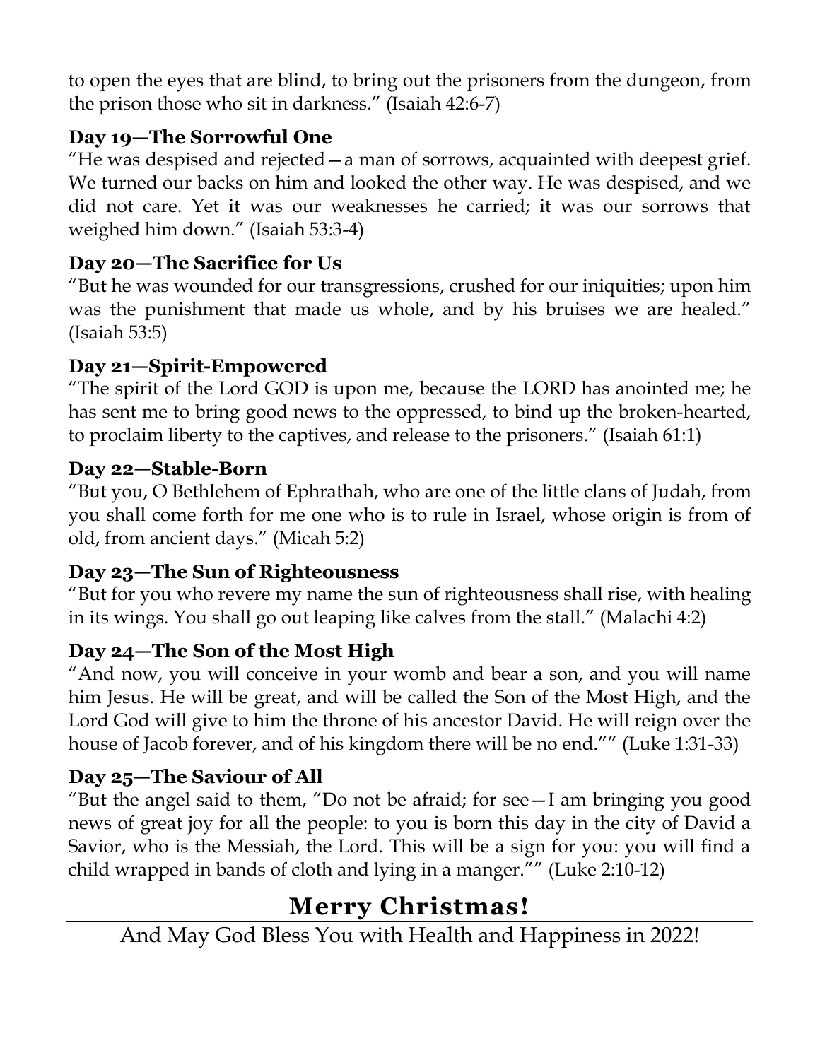to open the eyes that are blind, to bring out the prisoners from the dungeon, from the prison those who sit in darkness." (Isaiah 42:6-7)

### Day 19—The Sorrowful One

"He was despised and rejected—a man of sorrows, acquainted with deepest grief. We turned our backs on him and looked the other way. He was despised, and we did not care. Yet it was our weaknesses he carried; it was our sorrows that weighed him down." (Isaiah 53:3-4)

### Day 20—The Sacrifice for Us

"But he was wounded for our transgressions, crushed for our iniquities; upon him was the punishment that made us whole, and by his bruises we are healed." (Isaiah 53:5)

### Day 21—Spirit-Empowered

"The spirit of the Lord GOD is upon me, because the LORD has anointed me; he has sent me to bring good news to the oppressed, to bind up the broken-hearted, to proclaim liberty to the captives, and release to the prisoners." (Isaiah 61:1)

### Day 22—Stable-Born

"But you, O Bethlehem of Ephrathah, who are one of the little clans of Judah, from you shall come forth for me one who is to rule in Israel, whose origin is from of old, from ancient days." (Micah 5:2)

### Day 23—The Sun of Righteousness

"But for you who revere my name the sun of righteousness shall rise, with healing in its wings. You shall go out leaping like calves from the stall." (Malachi 4:2)

### Day 24—The Son of the Most High

"And now, you will conceive in your womb and bear a son, and you will name him Jesus. He will be great, and will be called the Son of the Most High, and the Lord God will give to him the throne of his ancestor David. He will reign over the house of Jacob forever, and of his kingdom there will be no end."" (Luke 1:31-33)

### Day 25—The Saviour of All

"But the angel said to them, "Do not be afraid; for see—I am bringing you good news of great joy for all the people: to you is born this day in the city of David a Savior, who is the Messiah, the Lord. This will be a sign for you: you will find a child wrapped in bands of cloth and lying in a manger."" (Luke 2:10-12)

## Merry Christmas!

---

And May God Bless You with Health and Happiness in 2022!